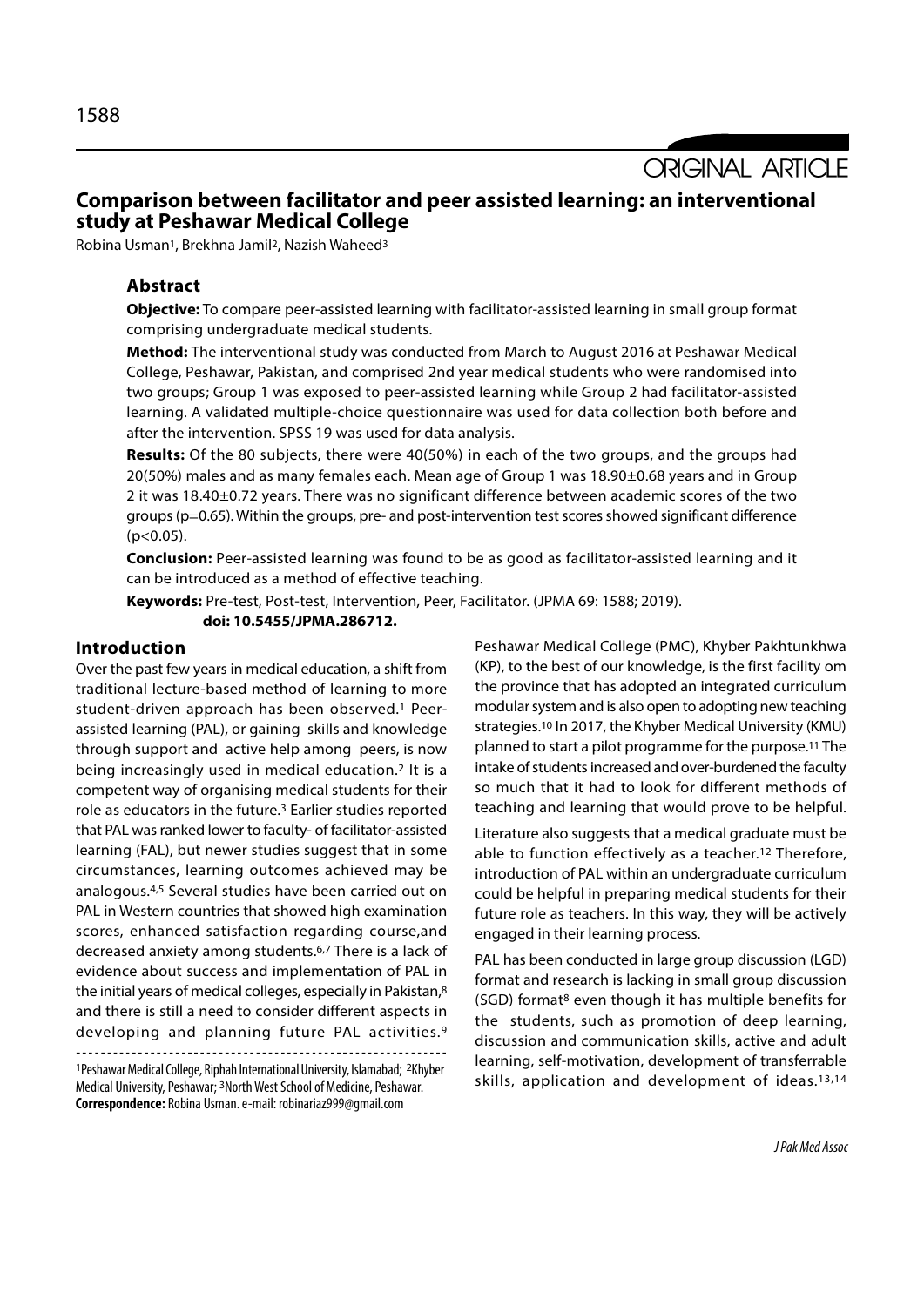ORIGINAL ARTICLE

# Comparison between facilitator and peer assisted learning: an interventional study at Peshawar Medical College

Robina Usman[1], Brekhna Jamil[2], Nazish Waheed[3]

## Abstract

**Objective:** To compare peer-assisted learning with facilitator-assisted learning in small group format comprising undergraduate medical students.

**Method:** The interventional study was conducted from March to August 2016 at Peshawar Medical College, Peshawar, Pakistan, and comprised 2nd year medical students who were randomised into two groups; Group 1 was exposed to peer-assisted learning while Group 2 had facilitator-assisted learning. A validated multiple-choice questionnaire was used for data collection both before and after the intervention. SPSS 19 was used for data analysis.

**Results:** Of the 80 subjects, there were 40(50%) in each of the two groups, and the groups had 20(50%) males and as many females each. Mean age of Group 1 was 18.90±0.68 years and in Group 2 it was 18.40±0.72 years. There was no significant difference between academic scores of the two groups (p=0.65). Within the groups, pre- and post-intervention test scores showed significant difference (p<0.05).

**Conclusion:** Peer-assisted learning was found to be as good as facilitator-assisted learning and it can be introduced as a method of effective teaching.

**Keywords:** Pre-test, Post-test, Intervention, Peer, Facilitator. (JPMA 69: 1588; 2019).

**doi: 10.5455/JPMA.286712.**

## Introduction

Over the past few years in medical education, a shift from traditional lecture-based method of learning to more student-driven approach has been observed.[1] Peer-assisted learning (PAL), or gaining skills and knowledge through support and active help among peers, is now being increasingly used in medical education.[2] It is a competent way of organising medical students for their role as educators in the future.[3] Earlier studies reported that PAL was ranked lower to faculty- of facilitator-assisted learning (FAL), but newer studies suggest that in some circumstances, learning outcomes achieved may be analogous.[4,5] Several studies have been carried out on PAL in Western countries that showed high examination scores, enhanced satisfaction regarding course,and decreased anxiety among students.[6,7] There is a lack of evidence about success and implementation of PAL in the initial years of medical colleges, especially in Pakistan,[8] and there is still a need to consider different aspects in developing and planning future PAL activities.[9]

Peshawar Medical College (PMC), Khyber Pakhtunkhwa (KP), to the best of our knowledge, is the first facility om the province that has adopted an integrated curriculum modular system and is also open to adopting new teaching strategies.[10] In 2017, the Khyber Medical University (KMU) planned to start a pilot programme for the purpose.[11] The intake of students increased and over-burdened the faculty so much that it had to look for different methods of teaching and learning that would prove to be helpful.

Literature also suggests that a medical graduate must be able to function effectively as a teacher.[12] Therefore, introduction of PAL within an undergraduate curriculum could be helpful in preparing medical students for their future role as teachers. In this way, they will be actively engaged in their learning process.

PAL has been conducted in large group discussion (LGD) format and research is lacking in small group discussion (SGD) format[8] even though it has multiple benefits for the students, such as promotion of deep learning, discussion and communication skills, active and adult learning, self-motivation, development of transferrable skills, application and development of ideas.[13,14]

---

[1]Peshawar Medical College, Riphah International University, Islamabad; [2]Khyber Medical University, Peshawar; [3]North West School of Medicine, Peshawar.

**Correspondence:** Robina Usman. e-mail: robinariaz999@gmail.com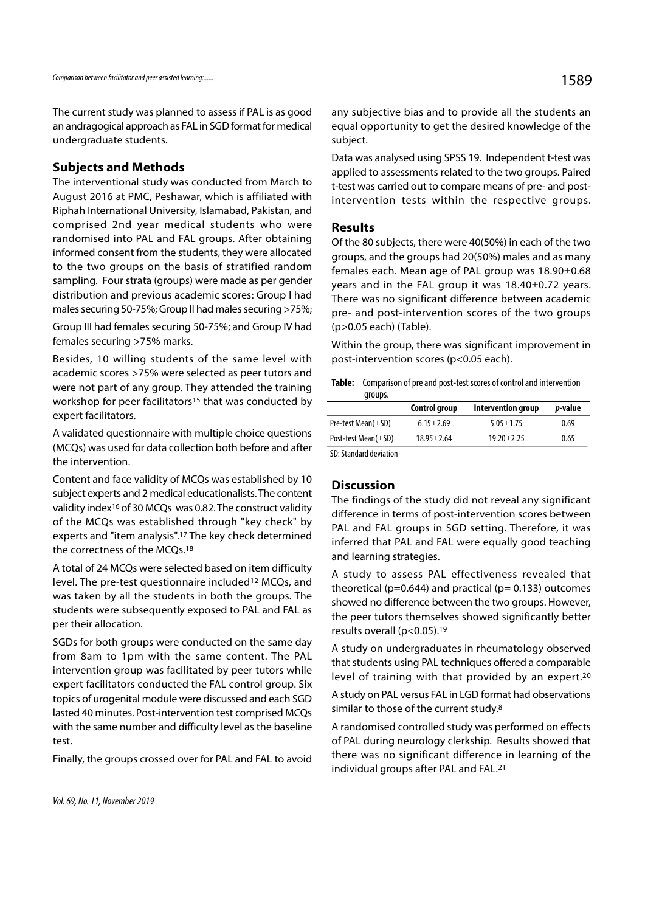The current study was planned to assess if PAL is as good an andragogical approach as FAL in SGD format for medical undergraduate students.

## Subjects and Methods

The interventional study was conducted from March to August 2016 at PMC, Peshawar, which is affiliated with Riphah International University, Islamabad, Pakistan, and comprised 2nd year medical students who were randomised into PAL and FAL groups. After obtaining informed consent from the students, they were allocated to the two groups on the basis of stratified random sampling. Four strata (groups) were made as per gender distribution and previous academic scores: Group I had males securing 50-75%; Group II had males securing >75%; Group III had females securing 50-75%; and Group IV had females securing >75% marks.

Besides, 10 willing students of the same level with academic scores >75% were selected as peer tutors and were not part of any group. They attended the training workshop for peer facilitators[15] that was conducted by expert facilitators.

A validated questionnaire with multiple choice questions (MCQs) was used for data collection both before and after the intervention.

Content and face validity of MCQs was established by 10 subject experts and 2 medical educationalists. The content validity index[16] of 30 MCQs was 0.82. The construct validity of the MCQs was established through "key check" by experts and "item analysis".[17] The key check determined the correctness of the MCQs.[18]

A total of 24 MCQs were selected based on item difficulty level. The pre-test questionnaire included[12] MCQs, and was taken by all the students in both the groups. The students were subsequently exposed to PAL and FAL as per their allocation.

SGDs for both groups were conducted on the same day from 8am to 1pm with the same content. The PAL intervention group was facilitated by peer tutors while expert facilitators conducted the FAL control group. Six topics of urogenital module were discussed and each SGD lasted 40 minutes. Post-intervention test comprised MCQs with the same number and difficulty level as the baseline test.

Finally, the groups crossed over for PAL and FAL to avoid any subjective bias and to provide all the students an equal opportunity to get the desired knowledge of the subject.

Data was analysed using SPSS 19. Independent t-test was applied to assessments related to the two groups. Paired t-test was carried out to compare means of pre- and post-intervention tests within the respective groups.

## Results

Of the 80 subjects, there were 40(50%) in each of the two groups, and the groups had 20(50%) males and as many females each. Mean age of PAL group was 18.90±0.68 years and in the FAL group it was 18.40±0.72 years. There was no significant difference between academic pre- and post-intervention scores of the two groups ($p>0.05$ each) (Table).

Within the group, there was significant improvement in post-intervention scores ($p<0.05$ each).

**Table:** Comparison of pre and post-test scores of control and intervention groups.

| | Control group | Intervention group | *p*-value |
|---|---|---|---|
| Pre-test Mean(±SD) | 6.15±2.69 | 5.05±1.75 | 0.69 |
| Post-test Mean(±SD) | 18.95±2.64 | 19.20±2.25 | 0.65 |

SD: Standard deviation

## Discussion

The findings of the study did not reveal any significant difference in terms of post-intervention scores between PAL and FAL groups in SGD setting. Therefore, it was inferred that PAL and FAL were equally good teaching and learning strategies.

A study to assess PAL effectiveness revealed that theoretical ($p=0.644$) and practical ($p= 0.133$) outcomes showed no difference between the two groups. However, the peer tutors themselves showed significantly better results overall ($p<0.05$).[19]

A study on undergraduates in rheumatology observed that students using PAL techniques offered a comparable level of training with that provided by an expert.[20]

A study on PAL versus FAL in LGD format had observations similar to those of the current study.[8]

A randomised controlled study was performed on effects of PAL during neurology clerkship. Results showed that there was no significant difference in learning of the individual groups after PAL and FAL.[21]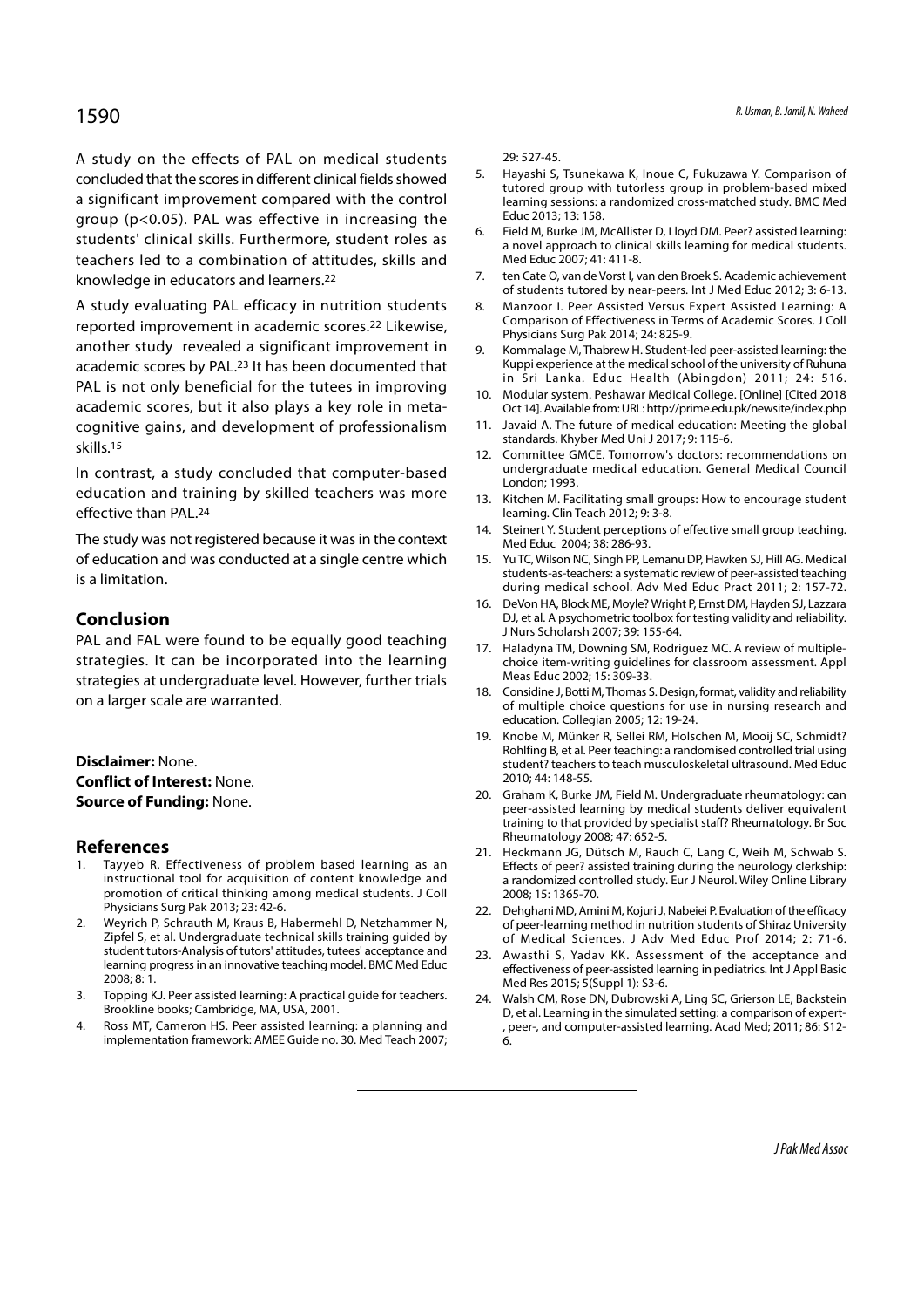A study on the effects of PAL on medical students concluded that the scores in different clinical fields showed a significant improvement compared with the control group ($p<0.05$). PAL was effective in increasing the students' clinical skills. Furthermore, student roles as teachers led to a combination of attitudes, skills and knowledge in educators and learners.[22]

A study evaluating PAL efficacy in nutrition students reported improvement in academic scores.[22] Likewise, another study revealed a significant improvement in academic scores by PAL.[23] It has been documented that PAL is not only beneficial for the tutees in improving academic scores, but it also plays a key role in meta-cognitive gains, and development of professionalism skills.[15]

In contrast, a study concluded that computer-based education and training by skilled teachers was more effective than PAL.[24]

The study was not registered because it was in the context of education and was conducted at a single centre which is a limitation.

## Conclusion

PAL and FAL were found to be equally good teaching strategies. It can be incorporated into the learning strategies at undergraduate level. However, further trials on a larger scale are warranted.

**Disclaimer:** None.
**Conflict of Interest:** None.
**Source of Funding:** None.

## References

1. Tayyeb R. Effectiveness of problem based learning as an instructional tool for acquisition of content knowledge and promotion of critical thinking among medical students. J Coll Physicians Surg Pak 2013; 23: 42-6.
2. Weyrich P, Schrauth M, Kraus B, Habermehl D, Netzhammer N, Zipfel S, et al. Undergraduate technical skills training guided by student tutors-Analysis of tutors' attitudes, tutees' acceptance and learning progress in an innovative teaching model. BMC Med Educ 2008; 8: 1.
3. Topping KJ. Peer assisted learning: A practical guide for teachers. Brookline books; Cambridge, MA, USA, 2001.
4. Ross MT, Cameron HS. Peer assisted learning: a planning and implementation framework: AMEE Guide no. 30. Med Teach 2007; 29: 527-45.
5. Hayashi S, Tsunekawa K, Inoue C, Fukuzawa Y. Comparison of tutored group with tutorless group in problem-based mixed learning sessions: a randomized cross-matched study. BMC Med Educ 2013; 13: 158.
6. Field M, Burke JM, McAllister D, Lloyd DM. Peer? assisted learning: a novel approach to clinical skills learning for medical students. Med Educ 2007; 41: 411-8.
7. ten Cate O, van de Vorst I, van den Broek S. Academic achievement of students tutored by near-peers. Int J Med Educ 2012; 3: 6-13.
8. Manzoor I. Peer Assisted Versus Expert Assisted Learning: A Comparison of Effectiveness in Terms of Academic Scores. J Coll Physicians Surg Pak 2014; 24: 825-9.
9. Kommalage M, Thabrew H. Student-led peer-assisted learning: the Kuppi experience at the medical school of the university of Ruhuna in Sri Lanka. Educ Health (Abingdon) 2011; 24: 516.
10. Modular system. Peshawar Medical College. [Online] [Cited 2018 Oct 14]. Available from: URL: http://prime.edu.pk/newsite/index.php
11. Javaid A. The future of medical education: Meeting the global standards. Khyber Med Uni J 2017; 9: 115-6.
12. Committee GMCE. Tomorrow's doctors: recommendations on undergraduate medical education. General Medical Council London; 1993.
13. Kitchen M. Facilitating small groups: How to encourage student learning. Clin Teach 2012; 9: 3-8.
14. Steinert Y. Student perceptions of effective small group teaching. Med Educ 2004; 38: 286-93.
15. Yu TC, Wilson NC, Singh PP, Lemanu DP, Hawken SJ, Hill AG. Medical students-as-teachers: a systematic review of peer-assisted teaching during medical school. Adv Med Educ Pract 2011; 2: 157-72.
16. DeVon HA, Block ME, Moyle? Wright P, Ernst DM, Hayden SJ, Lazzara DJ, et al. A psychometric toolbox for testing validity and reliability. J Nurs Scholarsh 2007; 39: 155-64.
17. Haladyna TM, Downing SM, Rodriguez MC. A review of multiple-choice item-writing guidelines for classroom assessment. Appl Meas Educ 2002; 15: 309-33.
18. Considine J, Botti M, Thomas S. Design, format, validity and reliability of multiple choice questions for use in nursing research and education. Collegian 2005; 12: 19-24.
19. Knobe M, Münker R, Sellei RM, Holschen M, Mooij SC, Schmidt? Rohlfing B, et al. Peer teaching: a randomised controlled trial using student? teachers to teach musculoskeletal ultrasound. Med Educ 2010; 44: 148-55.
20. Graham K, Burke JM, Field M. Undergraduate rheumatology: can peer-assisted learning by medical students deliver equivalent training to that provided by specialist staff? Rheumatology. Br Soc Rheumatology 2008; 47: 652-5.
21. Heckmann JG, Dütsch M, Rauch C, Lang C, Weih M, Schwab S. Effects of peer? assisted training during the neurology clerkship: a randomized controlled study. Eur J Neurol. Wiley Online Library 2008; 15: 1365-70.
22. Dehghani MD, Amini M, Kojuri J, Nabeiei P. Evaluation of the efficacy of peer-learning method in nutrition students of Shiraz University of Medical Sciences. J Adv Med Educ Prof 2014; 2: 71-6.
23. Awasthi S, Yadav KK. Assessment of the acceptance and effectiveness of peer-assisted learning in pediatrics. Int J Appl Basic Med Res 2015; 5(Suppl 1): S3-6.
24. Walsh CM, Rose DN, Dubrowski A, Ling SC, Grierson LE, Backstein D, et al. Learning in the simulated setting: a comparison of expert-, peer-, and computer-assisted learning. Acad Med; 2011; 86: S12-6.